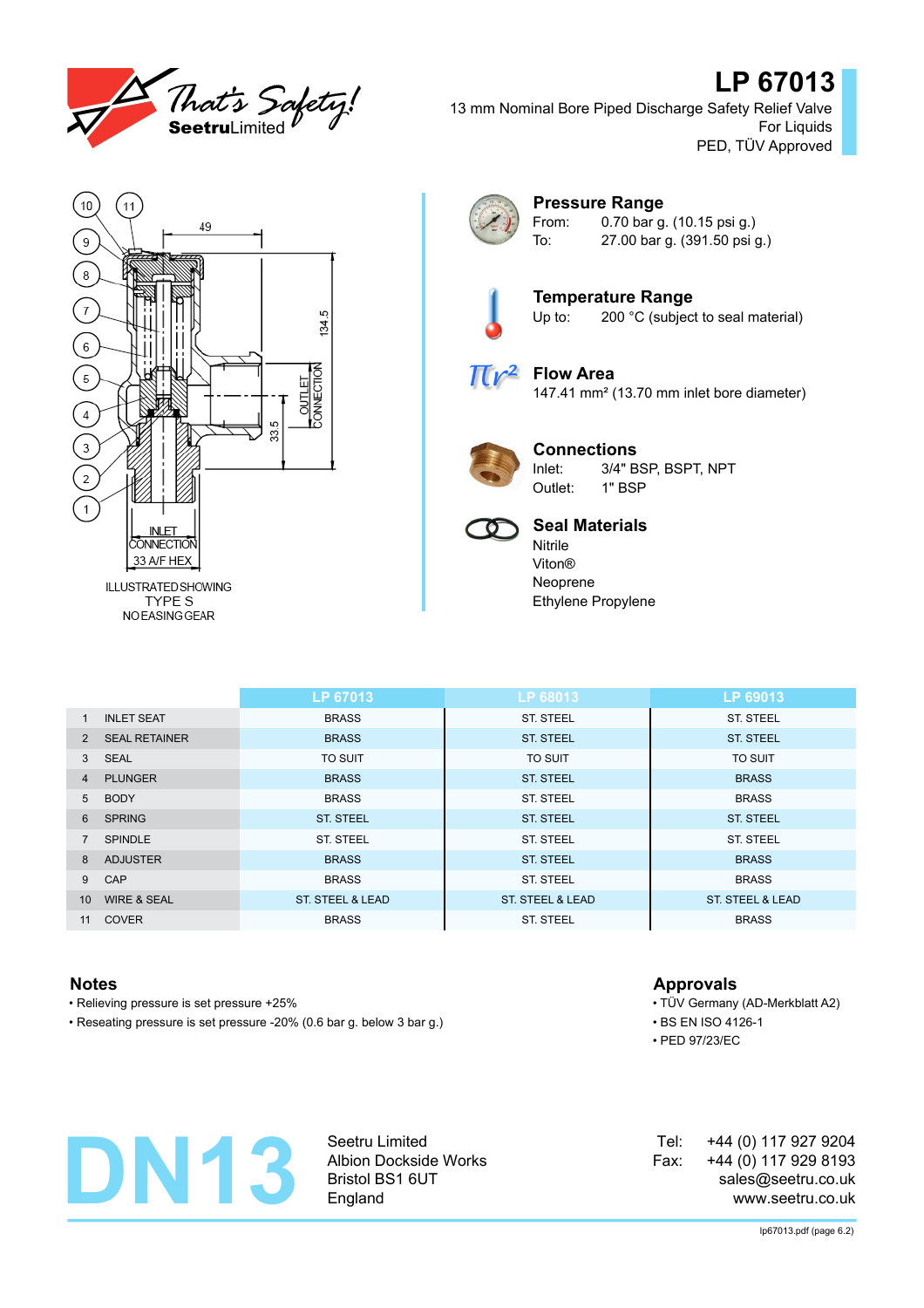# LP 67013

13 mm Nominal Bore Piped Discharge Safety Relief Valve
For Liquids
PED, TÜV Approved

ILLUSTRATED SHOWING
TYPE S
NO EASING GEAR

## Pressure Range

From: 0.70 bar g. (10.15 psi g.)
To: 27.00 bar g. (391.50 psi g.)

## Temperature Range

Up to: 200 °C (subject to seal material)

## Flow Area

147.41 mm² (13.70 mm inlet bore diameter)

## Connections

Inlet: 3/4" BSP, BSPT, NPT
Outlet: 1" BSP

## Seal Materials

Nitrile
Viton®
Neoprene
Ethylene Propylene

| | | LP 67013 | LP 68013 | LP 69013 |
|---|---|---|---|---|
| 1 | INLET SEAT | BRASS | ST. STEEL | ST. STEEL |
| 2 | SEAL RETAINER | BRASS | ST. STEEL | ST. STEEL |
| 3 | SEAL | TO SUIT | TO SUIT | TO SUIT |
| 4 | PLUNGER | BRASS | ST. STEEL | BRASS |
| 5 | BODY | BRASS | ST. STEEL | BRASS |
| 6 | SPRING | ST. STEEL | ST. STEEL | ST. STEEL |
| 7 | SPINDLE | ST. STEEL | ST. STEEL | ST. STEEL |
| 8 | ADJUSTER | BRASS | ST. STEEL | BRASS |
| 9 | CAP | BRASS | ST. STEEL | BRASS |
| 10 | WIRE & SEAL | ST. STEEL & LEAD | ST. STEEL & LEAD | ST. STEEL & LEAD |
| 11 | COVER | BRASS | ST. STEEL | BRASS |

## Notes

- Relieving pressure is set pressure +25%
- Reseating pressure is set pressure -20% (0.6 bar g. below 3 bar g.)

## Approvals

- TÜV Germany (AD-Merkblatt A2)
- BS EN ISO 4126-1
- PED 97/23/EC

# DN13

Seetru Limited
Albion Dockside Works
Bristol BS1 6UT
England

Tel: +44 (0) 117 927 9204
Fax: +44 (0) 117 929 8193
sales@seetru.co.uk
www.seetru.co.uk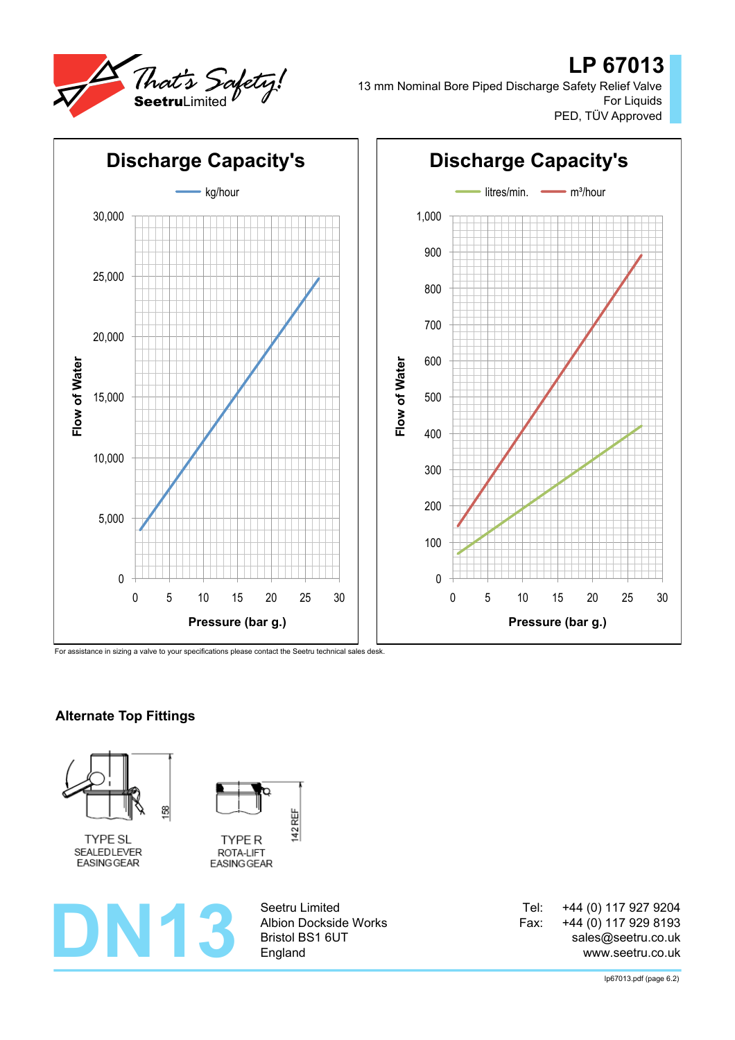# LP 67013

13 mm Nominal Bore Piped Discharge Safety Relief Valve
For Liquids
PED, TÜV Approved

## Discharge Capacity's

kg/hour

Flow of Water

30,000
25,000
20,000
15,000
10,000
5,000
0

0 5 10 15 20 25 30

Pressure (bar g.)

## Discharge Capacity's

litres/min. m³/hour

Flow of Water

1,000
900
800
700
600
500
400
300
200
100
0

0 5 10 15 20 25 30

Pressure (bar g.)

For assistance in sizing a valve to your specifications please contact the Seetru technical sales desk.

### Alternate Top Fittings

TYPE SL
SEALED LEVER
EASING GEAR

158

TYPE R
ROTA-LIFT
EASING GEAR

142 REF

DN13

Seetru Limited
Albion Dockside Works
Bristol BS1 6UT
England

Tel: +44 (0) 117 927 9204
Fax: +44 (0) 117 929 8193
sales@seetru.co.uk
www.seetru.co.uk

lp67013.pdf (page 6.2)